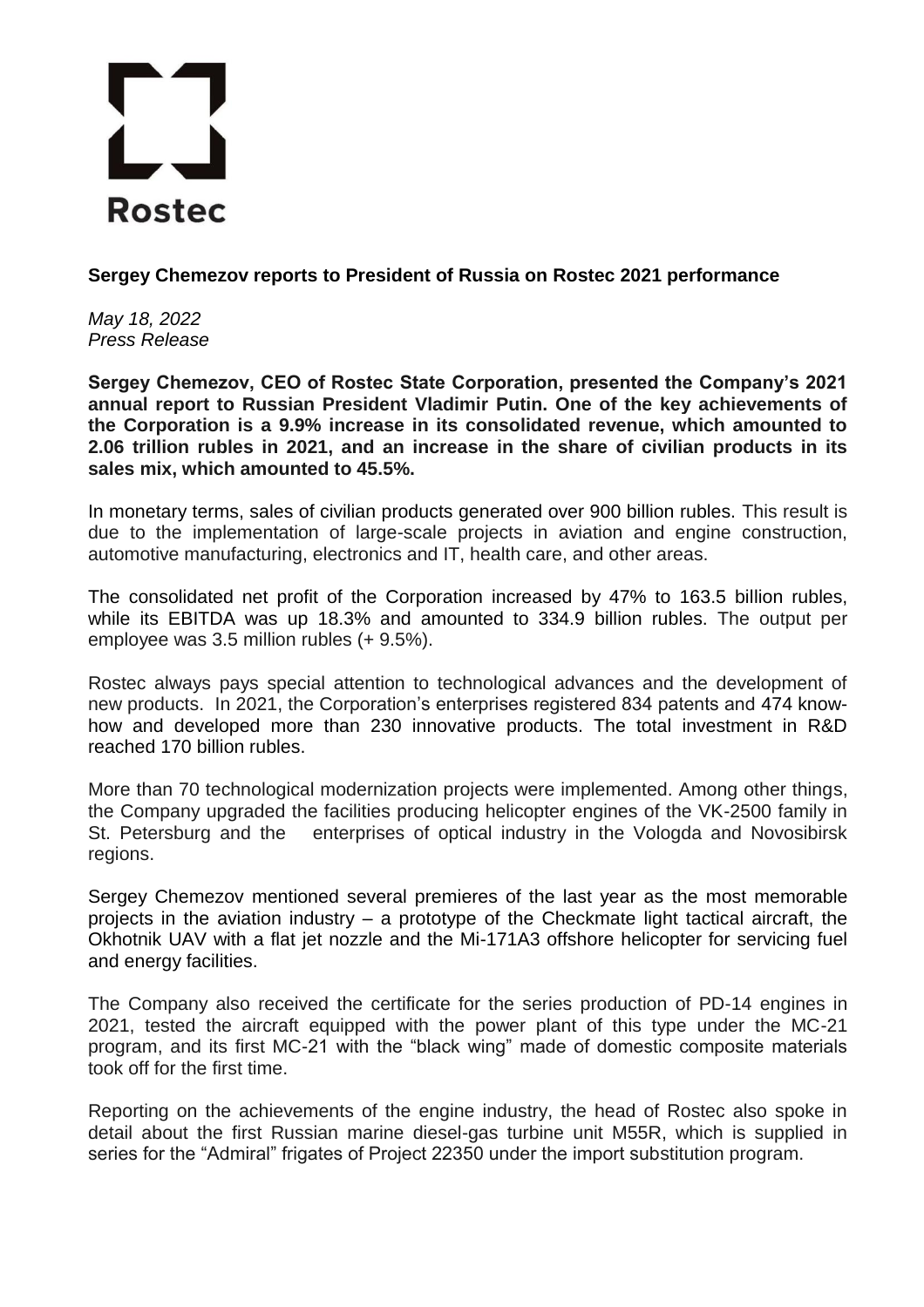Rostec

**Sergey Chemezov reports to President of Russia on Rostec 2021 performance**

*May 18, 2022*
*Press Release*

**Sergey Chemezov, CEO of Rostec State Corporation, presented the Company's 2021 annual report to Russian President Vladimir Putin. One of the key achievements of the Corporation is a 9.9% increase in its consolidated revenue, which amounted to 2.06 trillion rubles in 2021, and an increase in the share of civilian products in its sales mix, which amounted to 45.5%.**

In monetary terms, sales of civilian products generated over 900 billion rubles. This result is due to the implementation of large-scale projects in aviation and engine construction, automotive manufacturing, electronics and IT, health care, and other areas.

The consolidated net profit of the Corporation increased by 47% to 163.5 billion rubles, while its EBITDA was up 18.3% and amounted to 334.9 billion rubles. The output per employee was 3.5 million rubles (+ 9.5%).

Rostec always pays special attention to technological advances and the development of new products. In 2021, the Corporation's enterprises registered 834 patents and 474 know-how and developed more than 230 innovative products. The total investment in R&D reached 170 billion rubles.

More than 70 technological modernization projects were implemented. Among other things, the Company upgraded the facilities producing helicopter engines of the VK-2500 family in St. Petersburg and the enterprises of optical industry in the Vologda and Novosibirsk regions.

Sergey Chemezov mentioned several premieres of the last year as the most memorable projects in the aviation industry – a prototype of the Checkmate light tactical aircraft, the Okhotnik UAV with a flat jet nozzle and the Mi-171A3 offshore helicopter for servicing fuel and energy facilities.

The Company also received the certificate for the series production of PD-14 engines in 2021, tested the aircraft equipped with the power plant of this type under the MC-21 program, and its first MC-21 with the "black wing" made of domestic composite materials took off for the first time.

Reporting on the achievements of the engine industry, the head of Rostec also spoke in detail about the first Russian marine diesel-gas turbine unit M55R, which is supplied in series for the "Admiral" frigates of Project 22350 under the import substitution program.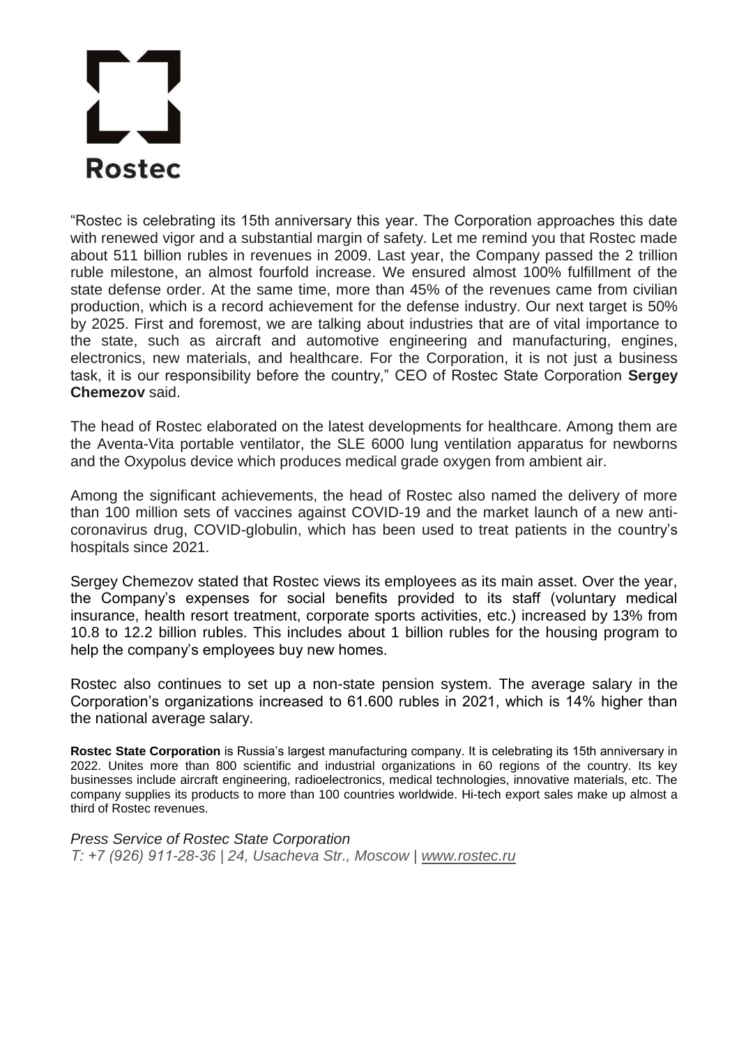Rostec

"Rostec is celebrating its 15th anniversary this year. The Corporation approaches this date with renewed vigor and a substantial margin of safety. Let me remind you that Rostec made about 511 billion rubles in revenues in 2009. Last year, the Company passed the 2 trillion ruble milestone, an almost fourfold increase. We ensured almost 100% fulfillment of the state defense order. At the same time, more than 45% of the revenues came from civilian production, which is a record achievement for the defense industry. Our next target is 50% by 2025. First and foremost, we are talking about industries that are of vital importance to the state, such as aircraft and automotive engineering and manufacturing, engines, electronics, new materials, and healthcare. For the Corporation, it is not just a business task, it is our responsibility before the country," CEO of Rostec State Corporation **Sergey Chemezov** said.

The head of Rostec elaborated on the latest developments for healthcare. Among them are the Aventa-Vita portable ventilator, the SLE 6000 lung ventilation apparatus for newborns and the Oxypolus device which produces medical grade oxygen from ambient air.

Among the significant achievements, the head of Rostec also named the delivery of more than 100 million sets of vaccines against COVID-19 and the market launch of a new anti-coronavirus drug, COVID-globulin, which has been used to treat patients in the country's hospitals since 2021.

Sergey Chemezov stated that Rostec views its employees as its main asset. Over the year, the Company's expenses for social benefits provided to its staff (voluntary medical insurance, health resort treatment, corporate sports activities, etc.) increased by 13% from 10.8 to 12.2 billion rubles. This includes about 1 billion rubles for the housing program to help the company's employees buy new homes.

Rostec also continues to set up a non-state pension system. The average salary in the Corporation's organizations increased to 61.600 rubles in 2021, which is 14% higher than the national average salary.

**Rostec State Corporation** is Russia's largest manufacturing company. It is celebrating its 15th anniversary in 2022. Unites more than 800 scientific and industrial organizations in 60 regions of the country. Its key businesses include aircraft engineering, radioelectronics, medical technologies, innovative materials, etc. The company supplies its products to more than 100 countries worldwide. Hi-tech export sales make up almost a third of Rostec revenues.

*Press Service of Rostec State Corporation*
*T: +7 (926) 911-28-36 | 24, Usacheva Str., Moscow | www.rostec.ru*